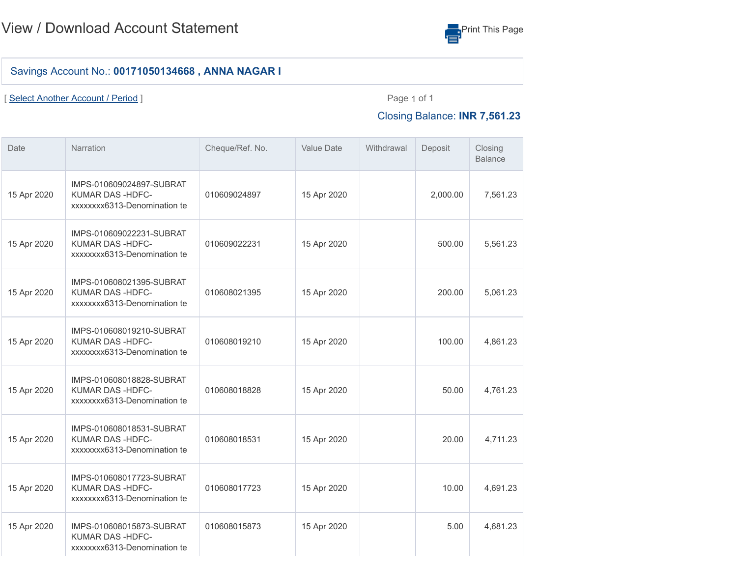# View / Download Account Statement

Print This Page

**Savings Account No.: 00171050134668 , ANNA NAGAR I**

[ Select Another Account / Period ]

Page 1 of 1

Closing Balance: **INR 7,561.23**

| Date | Narration | Cheque/Ref. No. | Value Date | Withdrawal | Deposit | Closing Balance |
|---|---|---|---|---|---|---|
| 15 Apr 2020 | IMPS-010609024897-SUBRAT KUMAR DAS -HDFC-xxxxxxxx6313-Denomination te | 010609024897 | 15 Apr 2020 | | 2,000.00 | 7,561.23 |
| 15 Apr 2020 | IMPS-010609022231-SUBRAT KUMAR DAS -HDFC-xxxxxxxx6313-Denomination te | 010609022231 | 15 Apr 2020 | | 500.00 | 5,561.23 |
| 15 Apr 2020 | IMPS-010608021395-SUBRAT KUMAR DAS -HDFC-xxxxxxxx6313-Denomination te | 010608021395 | 15 Apr 2020 | | 200.00 | 5,061.23 |
| 15 Apr 2020 | IMPS-010608019210-SUBRAT KUMAR DAS -HDFC-xxxxxxxx6313-Denomination te | 010608019210 | 15 Apr 2020 | | 100.00 | 4,861.23 |
| 15 Apr 2020 | IMPS-010608018828-SUBRAT KUMAR DAS -HDFC-xxxxxxxx6313-Denomination te | 010608018828 | 15 Apr 2020 | | 50.00 | 4,761.23 |
| 15 Apr 2020 | IMPS-010608018531-SUBRAT KUMAR DAS -HDFC-xxxxxxxx6313-Denomination te | 010608018531 | 15 Apr 2020 | | 20.00 | 4,711.23 |
| 15 Apr 2020 | IMPS-010608017723-SUBRAT KUMAR DAS -HDFC-xxxxxxxx6313-Denomination te | 010608017723 | 15 Apr 2020 | | 10.00 | 4,691.23 |
| 15 Apr 2020 | IMPS-010608015873-SUBRAT KUMAR DAS -HDFC-xxxxxxxx6313-Denomination te | 010608015873 | 15 Apr 2020 | | 5.00 | 4,681.23 |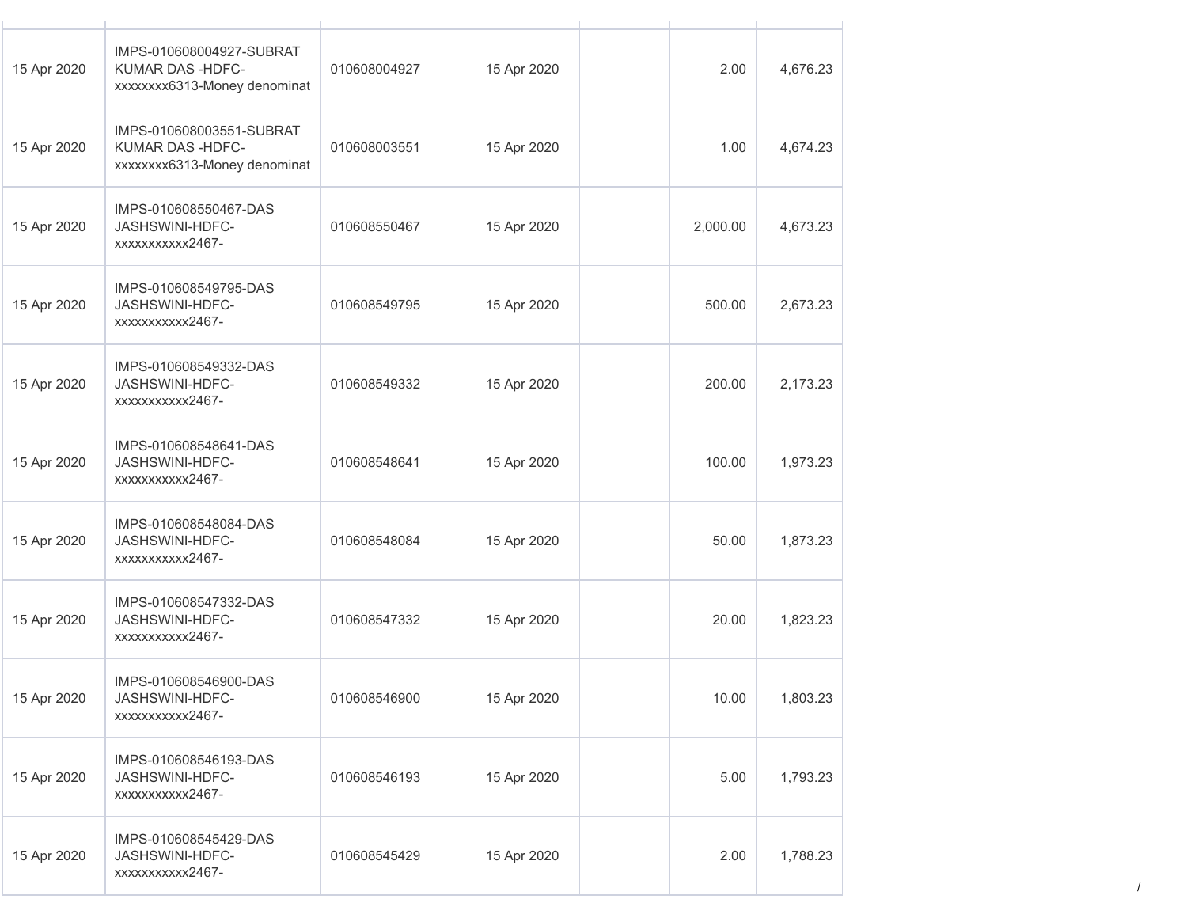| | | | | | | |
|---|---|---|---|---|---|---|
| 15 Apr 2020 | IMPS-010608004927-SUBRAT KUMAR DAS -HDFC-xxxxxxxx6313-Money denominat | 010608004927 | 15 Apr 2020 | | 2.00 | 4,676.23 |
| 15 Apr 2020 | IMPS-010608003551-SUBRAT KUMAR DAS -HDFC-xxxxxxxx6313-Money denominat | 010608003551 | 15 Apr 2020 | | 1.00 | 4,674.23 |
| 15 Apr 2020 | IMPS-010608550467-DAS JASHSWINI-HDFC-xxxxxxxxxxx2467- | 010608550467 | 15 Apr 2020 | | 2,000.00 | 4,673.23 |
| 15 Apr 2020 | IMPS-010608549795-DAS JASHSWINI-HDFC-xxxxxxxxxxx2467- | 010608549795 | 15 Apr 2020 | | 500.00 | 2,673.23 |
| 15 Apr 2020 | IMPS-010608549332-DAS JASHSWINI-HDFC-xxxxxxxxxxx2467- | 010608549332 | 15 Apr 2020 | | 200.00 | 2,173.23 |
| 15 Apr 2020 | IMPS-010608548641-DAS JASHSWINI-HDFC-xxxxxxxxxxx2467- | 010608548641 | 15 Apr 2020 | | 100.00 | 1,973.23 |
| 15 Apr 2020 | IMPS-010608548084-DAS JASHSWINI-HDFC-xxxxxxxxxxx2467- | 010608548084 | 15 Apr 2020 | | 50.00 | 1,873.23 |
| 15 Apr 2020 | IMPS-010608547332-DAS JASHSWINI-HDFC-xxxxxxxxxxx2467- | 010608547332 | 15 Apr 2020 | | 20.00 | 1,823.23 |
| 15 Apr 2020 | IMPS-010608546900-DAS JASHSWINI-HDFC-xxxxxxxxxxx2467- | 010608546900 | 15 Apr 2020 | | 10.00 | 1,803.23 |
| 15 Apr 2020 | IMPS-010608546193-DAS JASHSWINI-HDFC-xxxxxxxxxxx2467- | 010608546193 | 15 Apr 2020 | | 5.00 | 1,793.23 |
| 15 Apr 2020 | IMPS-010608545429-DAS JASHSWINI-HDFC-xxxxxxxxxxx2467- | 010608545429 | 15 Apr 2020 | | 2.00 | 1,788.23 |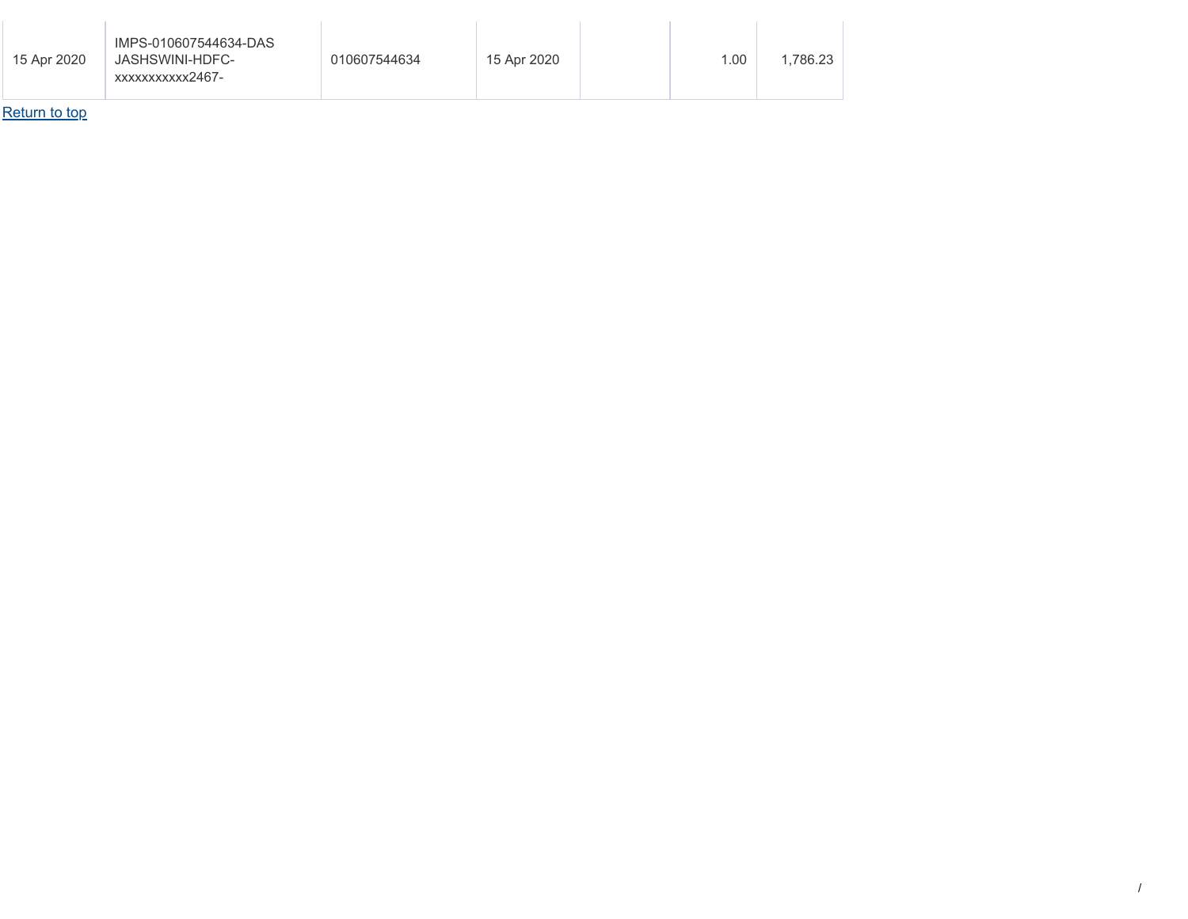| | | | | | | |
|---|---|---|---|---|---|---|
| 15 Apr 2020 | IMPS-010607544634-DAS JASHSWINI-HDFC-xxxxxxxxxxx2467- | 010607544634 | 15 Apr 2020 | | 1.00 | 1,786.23 |

Return to top